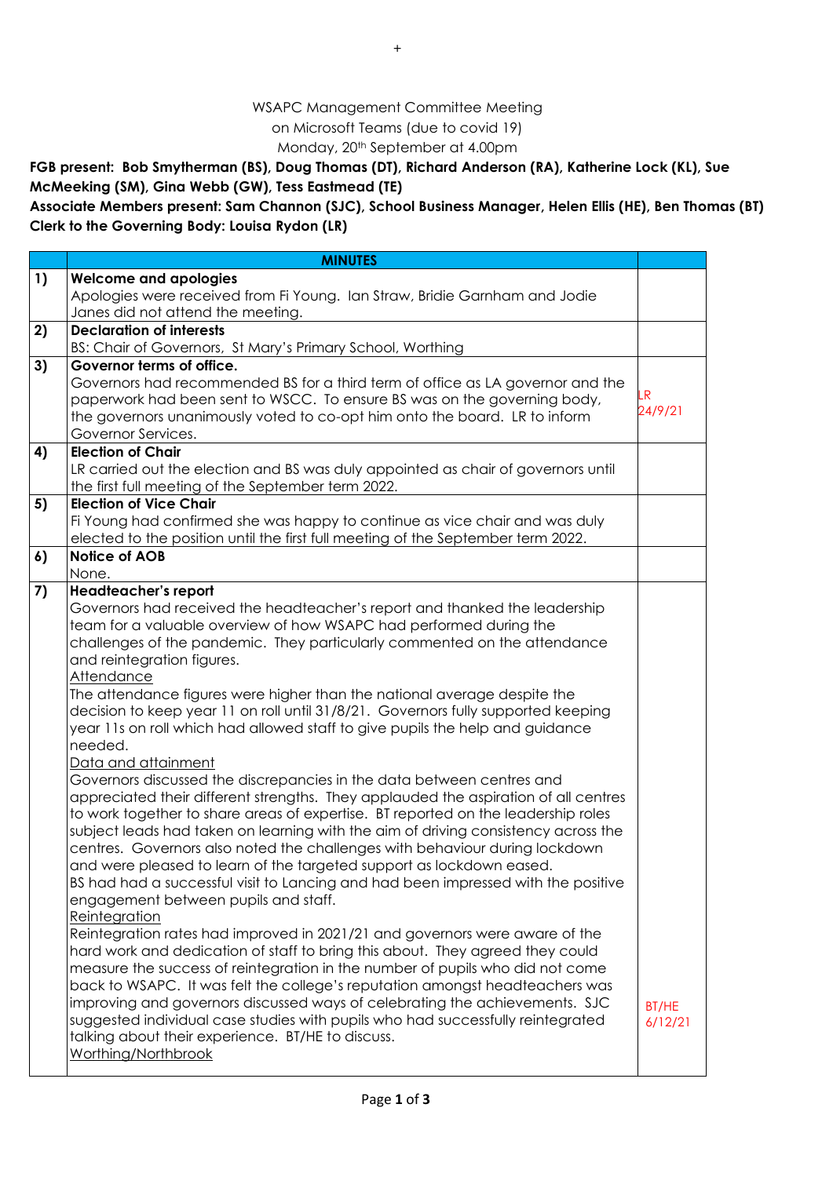+

WSAPC Management Committee Meeting
on Microsoft Teams (due to covid 19)
Monday, 20th September at 4.00pm

**FGB present: Bob Smytherman (BS), Doug Thomas (DT), Richard Anderson (RA), Katherine Lock (KL), Sue McMeeking (SM), Gina Webb (GW), Tess Eastmead (TE)**
**Associate Members present: Sam Channon (SJC), School Business Manager, Helen Ellis (HE), Ben Thomas (BT)**
**Clerk to the Governing Body: Louisa Rydon (LR)**

| | **MINUTES** | |
|---|---|---|
| **1)** | **Welcome and apologies**<br>Apologies were received from Fi Young. Ian Straw, Bridie Garnham and Jodie Janes did not attend the meeting. | |
| **2)** | **Declaration of interests**<br>BS: Chair of Governors, St Mary's Primary School, Worthing | |
| **3)** | **Governor terms of office.**<br>Governors had recommended BS for a third term of office as LA governor and the paperwork had been sent to WSCC. To ensure BS was on the governing body, the governors unanimously voted to co-opt him onto the board. LR to inform Governor Services. | LR 24/9/21 |
| **4)** | **Election of Chair**<br>LR carried out the election and BS was duly appointed as chair of governors until the first full meeting of the September term 2022. | |
| **5)** | **Election of Vice Chair**<br>Fi Young had confirmed she was happy to continue as vice chair and was duly elected to the position until the first full meeting of the September term 2022. | |
| **6)** | **Notice of AOB**<br>None. | |
| **7)** | **Headteacher's report**<br>Governors had received the headteacher's report and thanked the leadership team for a valuable overview of how WSAPC had performed during the challenges of the pandemic. They particularly commented on the attendance and reintegration figures.<br><u>Attendance</u><br>The attendance figures were higher than the national average despite the decision to keep year 11 on roll until 31/8/21. Governors fully supported keeping year 11s on roll which had allowed staff to give pupils the help and guidance needed.<br><u>Data and attainment</u><br>Governors discussed the discrepancies in the data between centres and appreciated their different strengths. They applauded the aspiration of all centres to work together to share areas of expertise. BT reported on the leadership roles subject leads had taken on learning with the aim of driving consistency across the centres. Governors also noted the challenges with behaviour during lockdown and were pleased to learn of the targeted support as lockdown eased.<br>BS had had a successful visit to Lancing and had been impressed with the positive engagement between pupils and staff.<br><u>Reintegration</u><br>Reintegration rates had improved in 2021/21 and governors were aware of the hard work and dedication of staff to bring this about. They agreed they could measure the success of reintegration in the number of pupils who did not come back to WSAPC. It was felt the college's reputation amongst headteachers was improving and governors discussed ways of celebrating the achievements. SJC suggested individual case studies with pupils who had successfully reintegrated talking about their experience. BT/HE to discuss.<br><u>Worthing/Northbrook</u> | BT/HE 6/12/21 |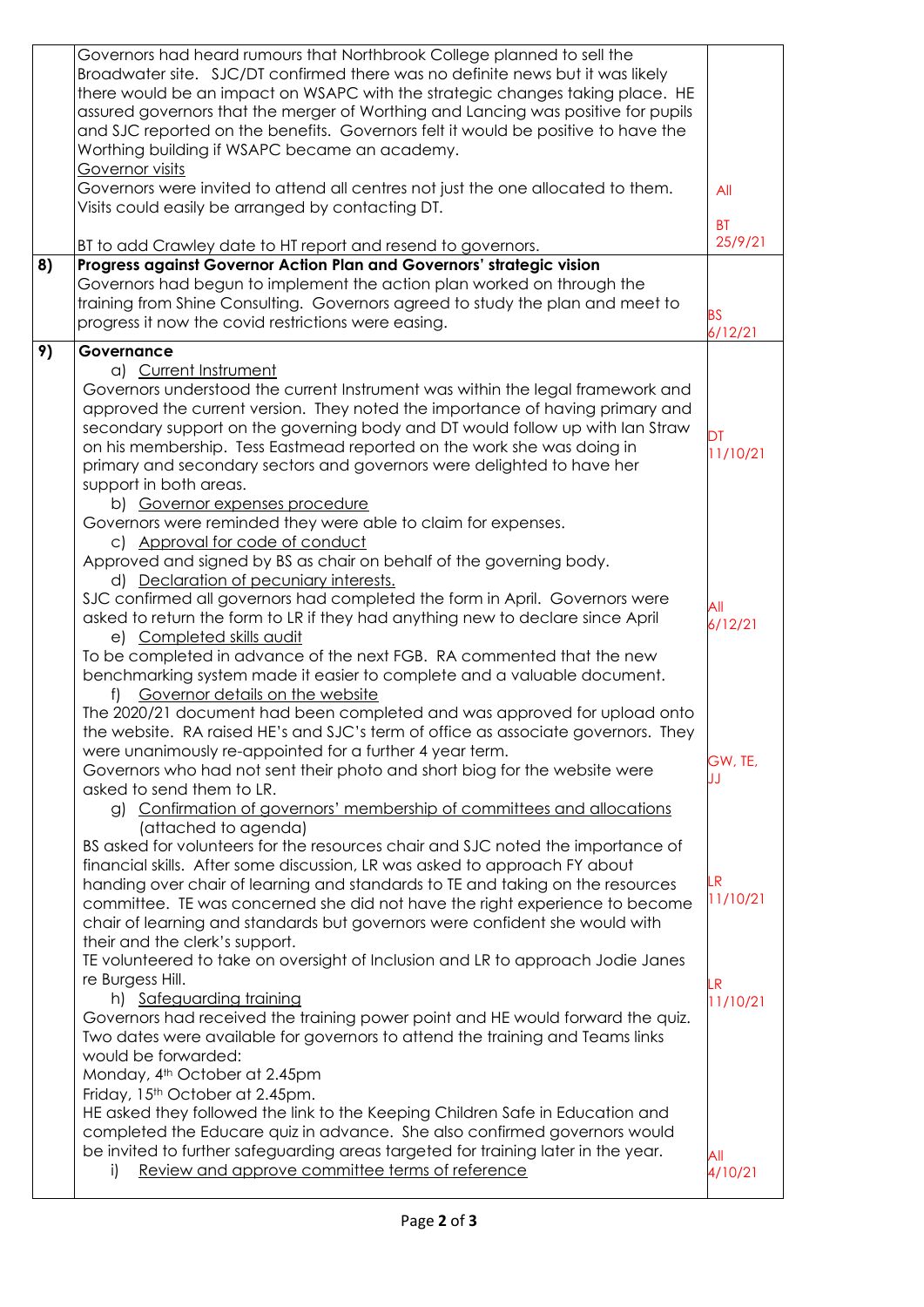| | | |
|---|---|---|
| | Governors had heard rumours that Northbrook College planned to sell the Broadwater site. SJC/DT confirmed there was no definite news but it was likely there would be an impact on WSAPC with the strategic changes taking place. HE assured governors that the merger of Worthing and Lancing was positive for pupils and SJC reported on the benefits. Governors felt it would be positive to have the Worthing building if WSAPC became an academy.<br>Governor visits<br>Governors were invited to attend all centres not just the one allocated to them. Visits could easily be arranged by contacting DT.<br><br>BT to add Crawley date to HT report and resend to governors. | All<br><br>BT<br>25/9/21 |
| **8)** | **Progress against Governor Action Plan and Governors' strategic vision**<br>Governors had begun to implement the action plan worked on through the training from Shine Consulting. Governors agreed to study the plan and meet to progress it now the covid restrictions were easing. | BS<br>6/12/21 |
| **9)** | **Governance**<br>a) Current Instrument<br>Governors understood the current Instrument was within the legal framework and approved the current version. They noted the importance of having primary and secondary support on the governing body and DT would follow up with Ian Straw on his membership. Tess Eastmead reported on the work she was doing in primary and secondary sectors and governors were delighted to have her support in both areas.<br>b) Governor expenses procedure<br>Governors were reminded they were able to claim for expenses.<br>c) Approval for code of conduct<br>Approved and signed by BS as chair on behalf of the governing body.<br>d) Declaration of pecuniary interests.<br>SJC confirmed all governors had completed the form in April. Governors were asked to return the form to LR if they had anything new to declare since April<br>e) Completed skills audit<br>To be completed in advance of the next FGB. RA commented that the new benchmarking system made it easier to complete and a valuable document.<br>f) Governor details on the website<br>The 2020/21 document had been completed and was approved for upload onto the website. RA raised HE's and SJC's term of office as associate governors. They were unanimously re-appointed for a further 4 year term.<br>Governors who had not sent their photo and short biog for the website were asked to send them to LR.<br>g) Confirmation of governors' membership of committees and allocations (attached to agenda)<br>BS asked for volunteers for the resources chair and SJC noted the importance of financial skills. After some discussion, LR was asked to approach FY about handing over chair of learning and standards to TE and taking on the resources committee. TE was concerned she did not have the right experience to become chair of learning and standards but governors were confident she would with their and the clerk's support.<br>TE volunteered to take on oversight of Inclusion and LR to approach Jodie Janes re Burgess Hill.<br>h) Safeguarding training<br>Governors had received the training power point and HE would forward the quiz. Two dates were available for governors to attend the training and Teams links would be forwarded:<br>Monday, 4th October at 2.45pm<br>Friday, 15th October at 2.45pm.<br>HE asked they followed the link to the Keeping Children Safe in Education and completed the Educare quiz in advance. She also confirmed governors would be invited to further safeguarding areas targeted for training later in the year.<br>i) Review and approve committee terms of reference | DT<br>11/10/21<br><br><br><br>All<br>6/12/21<br><br><br><br>GW, TE, JJ<br><br><br>LR<br>11/10/21<br><br>LR<br>11/10/21<br><br><br><br>All<br>4/10/21 |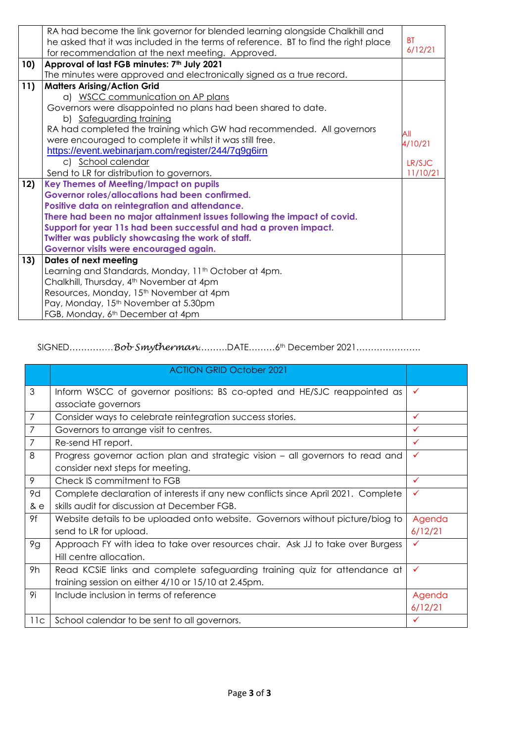|  |  |  |
|---|---|---|
|  | RA had become the link governor for blended learning alongside Chalkhill and he asked that it was included in the terms of reference. BT to find the right place for recommendation at the next meeting. Approved. | BT 6/12/21 |
| **10)** | **Approval of last FGB minutes: 7th July 2021**<br>The minutes were approved and electronically signed as a true record. |  |
| **11)** | **Matters Arising/Action Grid**<br>a) WSCC communication on AP plans<br>Governors were disappointed no plans had been shared to date.<br>b) Safeguarding training<br>RA had completed the training which GW had recommended. All governors were encouraged to complete it whilst it was still free.<br>https://event.webinarjam.com/register/244/7q9g6irn<br>c) School calendar<br>Send to LR for distribution to governors. | All 4/10/21<br><br>LR/SJC 11/10/21 |
| **12)** | **Key Themes of Meeting/Impact on pupils**<br>**Governor roles/allocations had been confirmed.**<br>**Positive data on reintegration and attendance.**<br>**There had been no major attainment issues following the impact of covid.**<br>**Support for year 11s had been successful and had a proven impact.**<br>**Twitter was publicly showcasing the work of staff.**<br>**Governor visits were encouraged again.** |  |
| **13)** | **Dates of next meeting**<br>Learning and Standards, Monday, 11th October at 4pm.<br>Chalkhill, Thursday, 4th November at 4pm<br>Resources, Monday, 15th November at 4pm<br>Pay, Monday, 15th November at 5.30pm<br>FGB, Monday, 6th December at 4pm |  |

SIGNED……………*Bob Smytherman*………DATE………6th December 2021………………….

|  | ACTION GRID October 2021 |  |
|---|---|---|
| 3 | Inform WSCC of governor positions: BS co-opted and HE/SJC reappointed as associate governors | ✓ |
| 7 | Consider ways to celebrate reintegration success stories. | ✓ |
| 7 | Governors to arrange visit to centres. | ✓ |
| 7 | Re-send HT report. | ✓ |
| 8 | Progress governor action plan and strategic vision – all governors to read and consider next steps for meeting. | ✓ |
| 9 | Check IS commitment to FGB | ✓ |
| 9d & e | Complete declaration of interests if any new conflicts since April 2021. Complete skills audit for discussion at December FGB. | ✓ |
| 9f | Website details to be uploaded onto website. Governors without picture/biog to send to LR for upload. | Agenda 6/12/21 |
| 9g | Approach FY with idea to take over resources chair. Ask JJ to take over Burgess Hill centre allocation. | ✓ |
| 9h | Read KCSiE links and complete safeguarding training quiz for attendance at training session on either 4/10 or 15/10 at 2.45pm. | ✓ |
| 9i | Include inclusion in terms of reference | Agenda 6/12/21 |
| 11c | School calendar to be sent to all governors. | ✓ |